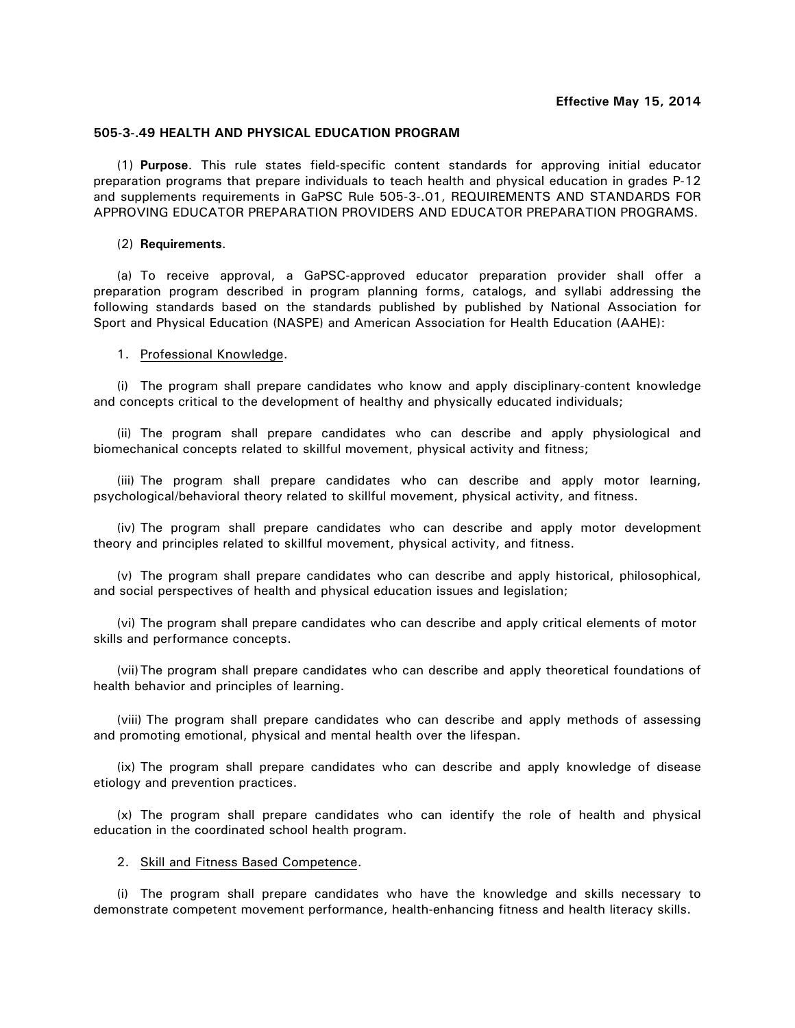**Effective May 15, 2014**

## 505-3-.49 HEALTH AND PHYSICAL EDUCATION PROGRAM

(1) **Purpose**. This rule states field-specific content standards for approving initial educator preparation programs that prepare individuals to teach health and physical education in grades P-12 and supplements requirements in GaPSC Rule 505-3-.01, REQUIREMENTS AND STANDARDS FOR APPROVING EDUCATOR PREPARATION PROVIDERS AND EDUCATOR PREPARATION PROGRAMS.

(2) **Requirements**.

(a) To receive approval, a GaPSC-approved educator preparation provider shall offer a preparation program described in program planning forms, catalogs, and syllabi addressing the following standards based on the standards published by published by National Association for Sport and Physical Education (NASPE) and American Association for Health Education (AAHE):

1. Professional Knowledge.

(i) The program shall prepare candidates who know and apply disciplinary-content knowledge and concepts critical to the development of healthy and physically educated individuals;

(ii) The program shall prepare candidates who can describe and apply physiological and biomechanical concepts related to skillful movement, physical activity and fitness;

(iii) The program shall prepare candidates who can describe and apply motor learning, psychological/behavioral theory related to skillful movement, physical activity, and fitness.

(iv) The program shall prepare candidates who can describe and apply motor development theory and principles related to skillful movement, physical activity, and fitness.

(v) The program shall prepare candidates who can describe and apply historical, philosophical, and social perspectives of health and physical education issues and legislation;

(vi) The program shall prepare candidates who can describe and apply critical elements of motor skills and performance concepts.

(vii) The program shall prepare candidates who can describe and apply theoretical foundations of health behavior and principles of learning.

(viii) The program shall prepare candidates who can describe and apply methods of assessing and promoting emotional, physical and mental health over the lifespan.

(ix) The program shall prepare candidates who can describe and apply knowledge of disease etiology and prevention practices.

(x) The program shall prepare candidates who can identify the role of health and physical education in the coordinated school health program.

2. Skill and Fitness Based Competence.

(i) The program shall prepare candidates who have the knowledge and skills necessary to demonstrate competent movement performance, health-enhancing fitness and health literacy skills.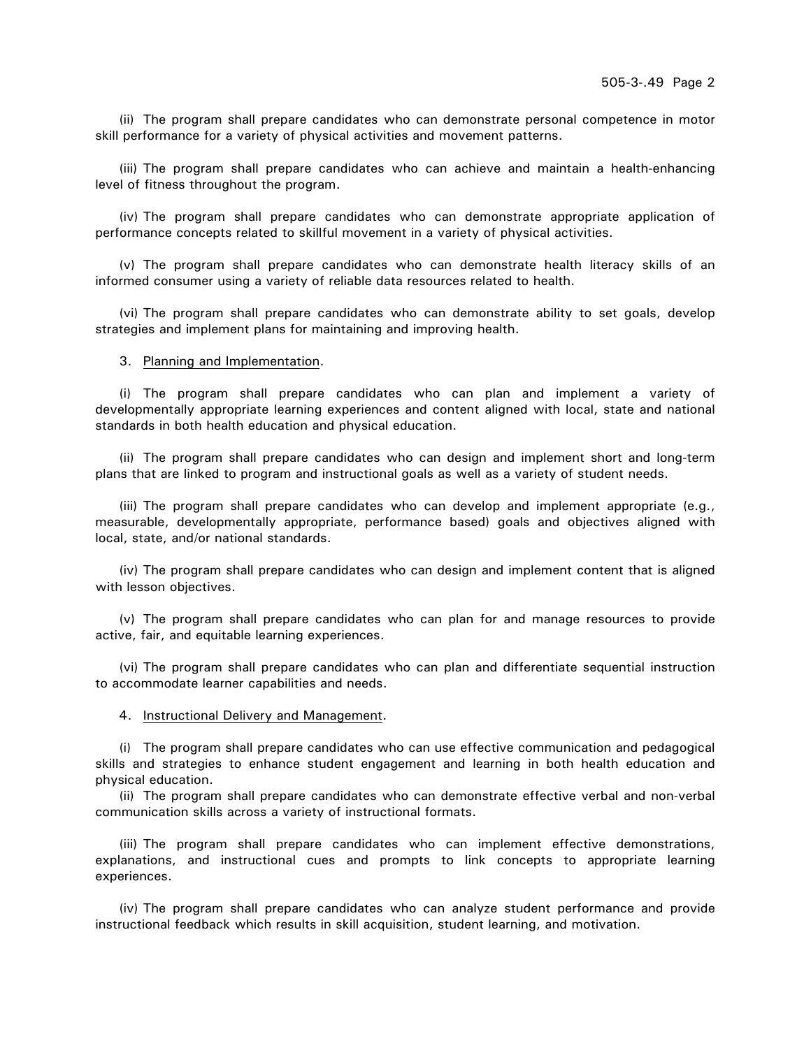(ii) The program shall prepare candidates who can demonstrate personal competence in motor skill performance for a variety of physical activities and movement patterns.

(iii) The program shall prepare candidates who can achieve and maintain a health-enhancing level of fitness throughout the program.

(iv) The program shall prepare candidates who can demonstrate appropriate application of performance concepts related to skillful movement in a variety of physical activities.

(v) The program shall prepare candidates who can demonstrate health literacy skills of an informed consumer using a variety of reliable data resources related to health.

(vi) The program shall prepare candidates who can demonstrate ability to set goals, develop strategies and implement plans for maintaining and improving health.

3. Planning and Implementation.

(i) The program shall prepare candidates who can plan and implement a variety of developmentally appropriate learning experiences and content aligned with local, state and national standards in both health education and physical education.

(ii) The program shall prepare candidates who can design and implement short and long-term plans that are linked to program and instructional goals as well as a variety of student needs.

(iii) The program shall prepare candidates who can develop and implement appropriate (e.g., measurable, developmentally appropriate, performance based) goals and objectives aligned with local, state, and/or national standards.

(iv) The program shall prepare candidates who can design and implement content that is aligned with lesson objectives.

(v) The program shall prepare candidates who can plan for and manage resources to provide active, fair, and equitable learning experiences.

(vi) The program shall prepare candidates who can plan and differentiate sequential instruction to accommodate learner capabilities and needs.

4. Instructional Delivery and Management.

(i) The program shall prepare candidates who can use effective communication and pedagogical skills and strategies to enhance student engagement and learning in both health education and physical education.

(ii) The program shall prepare candidates who can demonstrate effective verbal and non-verbal communication skills across a variety of instructional formats.

(iii) The program shall prepare candidates who can implement effective demonstrations, explanations, and instructional cues and prompts to link concepts to appropriate learning experiences.

(iv) The program shall prepare candidates who can analyze student performance and provide instructional feedback which results in skill acquisition, student learning, and motivation.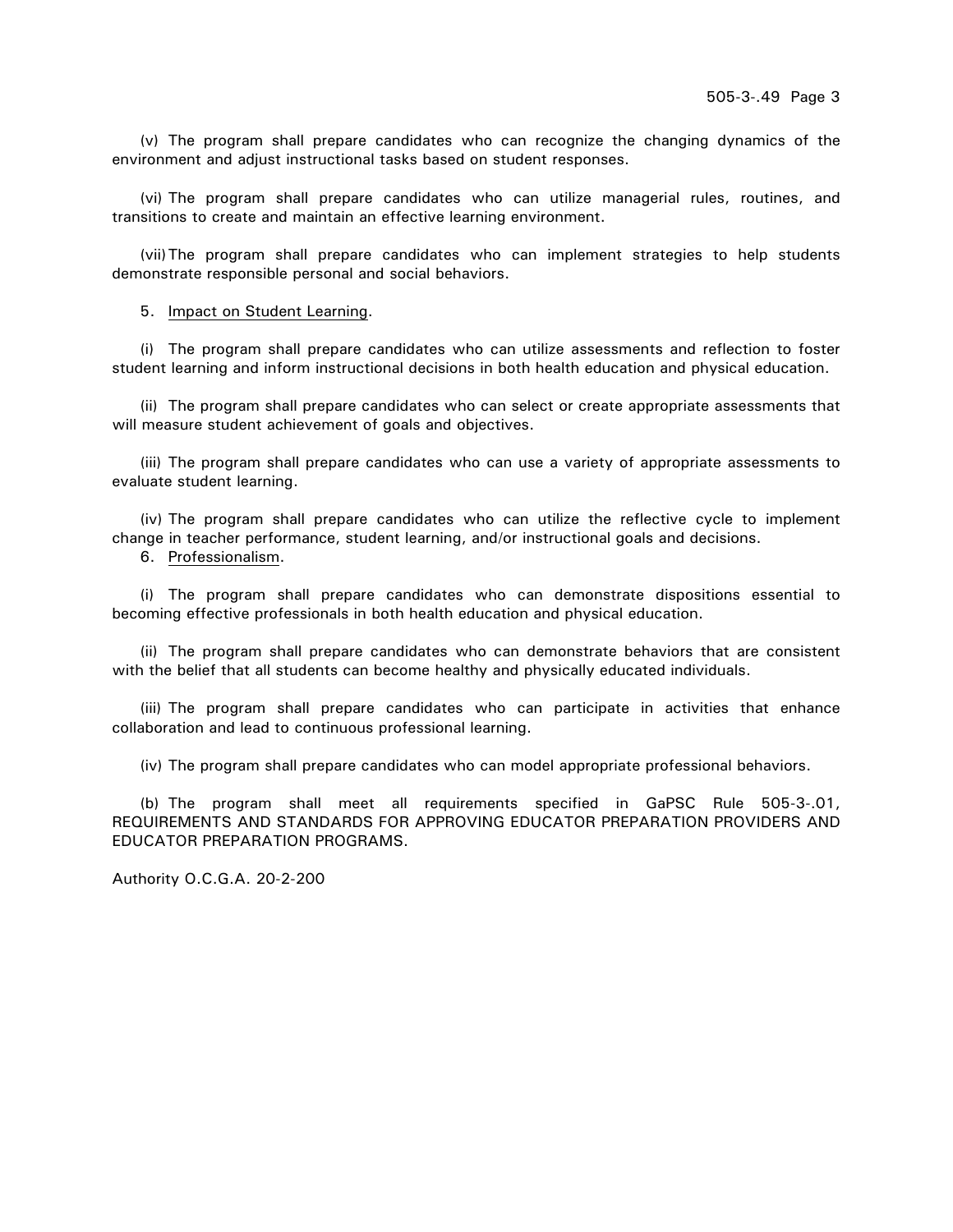(v) The program shall prepare candidates who can recognize the changing dynamics of the environment and adjust instructional tasks based on student responses.

(vi) The program shall prepare candidates who can utilize managerial rules, routines, and transitions to create and maintain an effective learning environment.

(vii) The program shall prepare candidates who can implement strategies to help students demonstrate responsible personal and social behaviors.

5. Impact on Student Learning.

(i) The program shall prepare candidates who can utilize assessments and reflection to foster student learning and inform instructional decisions in both health education and physical education.

(ii) The program shall prepare candidates who can select or create appropriate assessments that will measure student achievement of goals and objectives.

(iii) The program shall prepare candidates who can use a variety of appropriate assessments to evaluate student learning.

(iv) The program shall prepare candidates who can utilize the reflective cycle to implement change in teacher performance, student learning, and/or instructional goals and decisions.

6. Professionalism.

(i) The program shall prepare candidates who can demonstrate dispositions essential to becoming effective professionals in both health education and physical education.

(ii) The program shall prepare candidates who can demonstrate behaviors that are consistent with the belief that all students can become healthy and physically educated individuals.

(iii) The program shall prepare candidates who can participate in activities that enhance collaboration and lead to continuous professional learning.

(iv) The program shall prepare candidates who can model appropriate professional behaviors.

(b) The program shall meet all requirements specified in GaPSC Rule 505-3-.01, REQUIREMENTS AND STANDARDS FOR APPROVING EDUCATOR PREPARATION PROVIDERS AND EDUCATOR PREPARATION PROGRAMS.

Authority O.C.G.A. 20-2-200